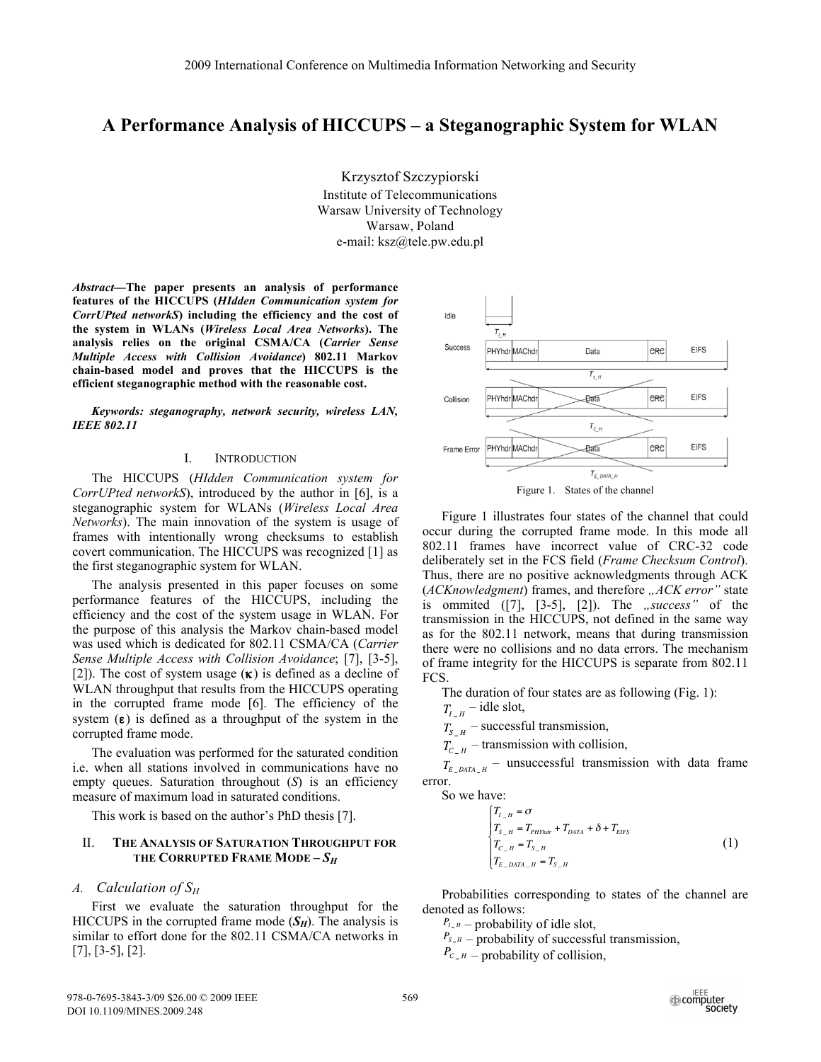# A Performance Analysis of HICCUPS – a Steganographic System for WLAN

Krzysztof Szczypiorski
Institute of Telecommunications
Warsaw University of Technology
Warsaw, Poland
e-mail: ksz@tele.pw.edu.pl

***Abstract*—The paper presents an analysis of performance features of the HICCUPS (*HIdden Communication system for CorrUPted networkS*) including the efficiency and the cost of the system in WLANs (*Wireless Local Area Networks*). The analysis relies on the original CSMA/CA (*Carrier Sense Multiple Access with Collision Avoidance*) 802.11 Markov chain-based model and proves that the HICCUPS is the efficient steganographic method with the reasonable cost.**

***Keywords: steganography, network security, wireless LAN, IEEE 802.11***

## I. Introduction

The HICCUPS (*HIdden Communication system for CorrUPted networkS*), introduced by the author in [6], is a steganographic system for WLANs (*Wireless Local Area Networks*). The main innovation of the system is usage of frames with intentionally wrong checksums to establish covert communication. The HICCUPS was recognized [1] as the first steganographic system for WLAN.

The analysis presented in this paper focuses on some performance features of the HICCUPS, including the efficiency and the cost of the system usage in WLAN. For the purpose of this analysis the Markov chain-based model was used which is dedicated for 802.11 CSMA/CA (*Carrier Sense Multiple Access with Collision Avoidance*; [7], [3-5], [2]). The cost of system usage ($\boldsymbol{\kappa}$) is defined as a decline of WLAN throughput that results from the HICCUPS operating in the corrupted frame mode [6]. The efficiency of the system ($\boldsymbol{\varepsilon}$) is defined as a throughput of the system in the corrupted frame mode.

The evaluation was performed for the saturated condition i.e. when all stations involved in communications have no empty queues. Saturation throughout (*S*) is an efficiency measure of maximum load in saturated conditions.

This work is based on the author's PhD thesis [7].

## II. The Analysis of Saturation Throughput for the Corrupted Frame Mode – $S_H$

### A. Calculation of $S_H$

First we evaluate the saturation throughput for the HICCUPS in the corrupted frame mode ($\boldsymbol{S_H}$). The analysis is similar to effort done for the 802.11 CSMA/CA networks in [7], [3-5], [2].

Figure 1. States of the channel

Figure 1 illustrates four states of the channel that could occur during the corrupted frame mode. In this mode all 802.11 frames have incorrect value of CRC-32 code deliberately set in the FCS field (*Frame Checksum Control*). Thus, there are no positive acknowledgments through ACK (*ACKnowledgment*) frames, and therefore *„ACK error"* state is ommited ([7], [3-5], [2]). The *„success"* of the transmission in the HICCUPS, not defined in the same way as for the 802.11 network, means that during transmission there were no collisions and no data errors. The mechanism of frame integrity for the HICCUPS is separate from 802.11 FCS.

The duration of four states are as following (Fig. 1):

$T_{I\_H}$ – idle slot,

$T_{S\_H}$ – successful transmission,

$T_{C\_H}$ – transmission with collision,

$T_{E\_DATA\_H}$ – unsuccessful transmission with data frame error.

So we have:

$$\begin{cases} T_{I\_H} = \sigma \\ T_{S\_H} = T_{PHYhdr} + T_{DATA} + \delta + T_{EIFS} \\ T_{C\_H} = T_{S\_H} \\ T_{E\_DATA\_H} = T_{S\_H} \end{cases} \tag{1}$$

Probabilities corresponding to states of the channel are denoted as follows:

$P_{I\_H}$ – probability of idle slot,

$P_{S\_H}$ – probability of successful transmission,

$P_{C\_H}$ – probability of collision,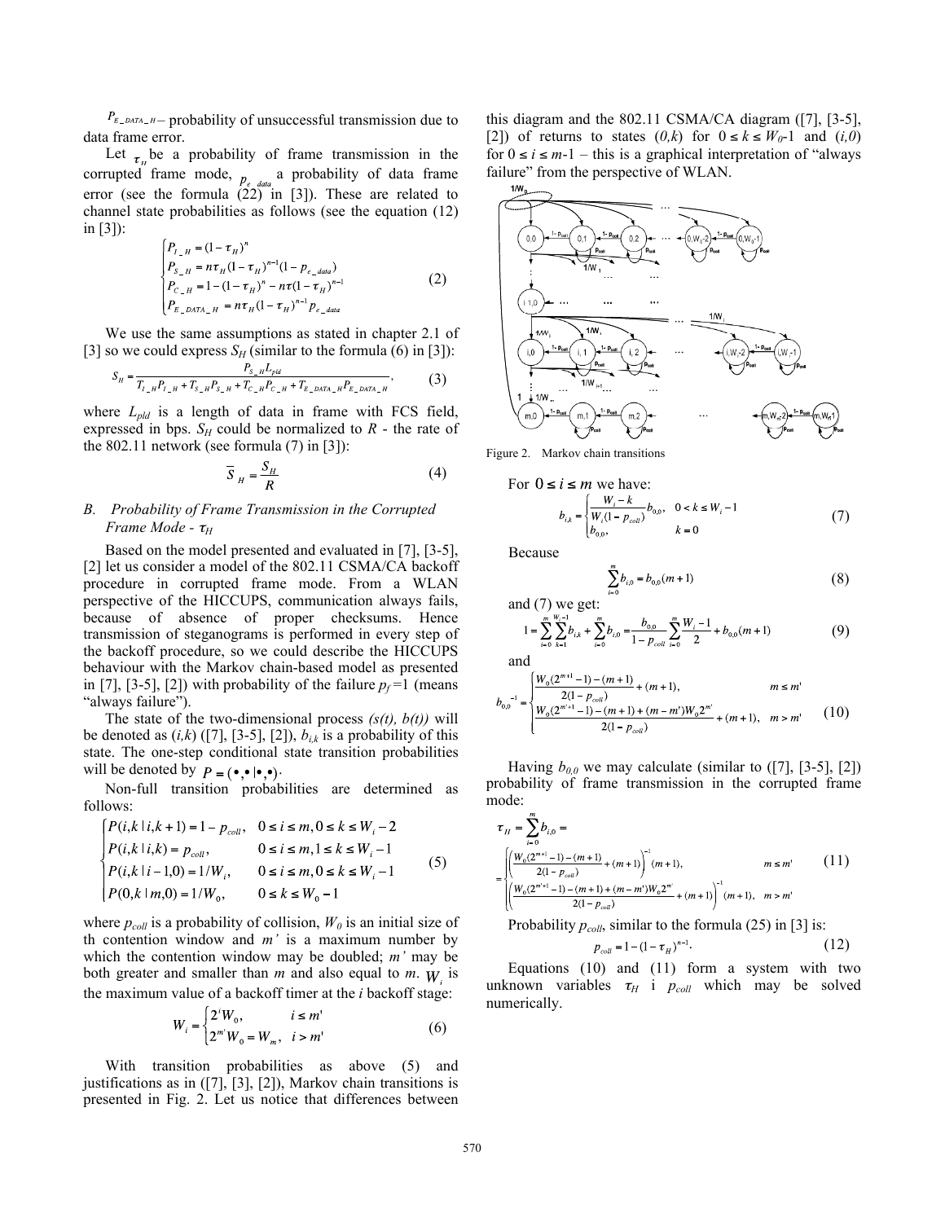$P_{E\_DATA\_H}$ – probability of unsuccessful transmission due to data frame error.

Let $\tau_H$ be a probability of frame transmission in the corrupted frame mode, $p_{e\_data}$ a probability of data frame error (see the formula (22) in [3]). These are related to channel state probabilities as follows (see the equation (12) in [3]):

$$\begin{cases} P_{I\_H} = (1-\tau_H)^n \\ P_{S\_H} = n\tau_H(1-\tau_H)^{n-1}(1-p_{e\_data}) \\ P_{C\_H} = 1-(1-\tau_H)^n - n\tau(1-\tau_H)^{n-1} \\ P_{E\_DATA\_H} = n\tau_H(1-\tau_H)^{n-1}p_{e\_data} \end{cases} \tag{2}$$

We use the same assumptions as stated in chapter 2.1 of [3] so we could express $S_H$ (similar to the formula (6) in [3]):

$$S_H = \frac{P_{S\_H}L_{pld}}{T_{I\_H}P_{I\_H} + T_{S\_H}P_{S\_H} + T_{C\_H}P_{C\_H} + T_{E\_DATA\_H}P_{E\_DATA\_H}}, \tag{3}$$

where $L_{pld}$ is a length of data in frame with FCS field, expressed in bps. $S_H$ could be normalized to $R$ - the rate of the 802.11 network (see formula (7) in [3]):

$$\overline{S}_H = \frac{S_H}{R} \tag{4}$$

### B. Probability of Frame Transmission in the Corrupted Frame Mode - $\tau_H$

Based on the model presented and evaluated in [7], [3-5], [2] let us consider a model of the 802.11 CSMA/CA backoff procedure in corrupted frame mode. From a WLAN perspective of the HICCUPS, communication always fails, because of absence of proper checksums. Hence transmission of steganograms is performed in every step of the backoff procedure, so we could describe the HICCUPS behavior with the Markov chain-based model as presented in [7], [3-5], [2]) with probability of the failure $p_f$ =1 (means "always failure").

The state of the two-dimensional process *(s(t), b(t))* will be denoted as *(i,k)* ([7], [3-5], [2]), $b_{i,k}$ is a probability of this state. The one-step conditional state transition probabilities will be denoted by $P = (\bullet,\bullet \mid \bullet,\bullet)$.

Non-full transition probabilities are determined as follows:

$$\begin{cases} P(i,k \mid i,k+1) = 1-p_{coll}, & 0 \le i \le m, 0 \le k \le W_i - 2 \\ P(i,k \mid i,k) = p_{coll}, & 0 \le i \le m, 1 \le k \le W_i - 1 \\ P(i,k \mid i-1,0) = 1/W_i, & 0 \le i \le m, 0 \le k \le W_i - 1 \\ P(0,k \mid m,0) = 1/W_0, & 0 \le k \le W_0 - 1 \end{cases} \tag{5}$$

where $p_{coll}$ is a probability of collision, $W_0$ is an initial size of th contention window and *m'* is a maximum number by which the contention window may be doubled; *m'* may be both greater and smaller than *m* and also equal to *m*. $W_i$ is the maximum value of a backoff timer at the *i* backoff stage:

$$W_i = \begin{cases} 2^i W_0, & i \le m' \\ 2^{m'} W_0 = W_m, & i > m' \end{cases} \tag{6}$$

With transition probabilities as above (5) and justifications as in ([7], [3], [2]), Markov chain transitions is presented in Fig. 2. Let us notice that differences between this diagram and the 802.11 CSMA/CA diagram ([7], [3-5], [2]) of returns to states *(0,k)* for $0 \le k \le W_0$-1 and *(i,0)* for $0 \le i \le m$-1 – this is a graphical interpretation of "always failure" from the perspective of WLAN.

Figure 2. Markov chain transitions

For $0 \le i \le m$ we have:

$$b_{i,k} = \begin{cases} \dfrac{W_i - k}{W_i(1-p_{coll})} b_{0,0}, & 0 < k \le W_i - 1 \\ b_{0,0}, & k = 0 \end{cases} \tag{7}$$

Because

$$\sum_{i=0}^{m} b_{i,0} = b_{0,0}(m+1) \tag{8}$$

and (7) we get:

$$1 = \sum_{i=0}^{m}\sum_{k=1}^{W_i-1} b_{i,k} + \sum_{i=0}^{m} b_{i,0} = \frac{b_{0,0}}{1-p_{coll}} \sum_{i=0}^{m} \frac{W_i - 1}{2} + b_{0,0}(m+1) \tag{9}$$

and

$$b_{0,0}^{-1} = \begin{cases} \dfrac{W_0(2^{m+1}-1)-(m+1)}{2(1-p_{coll})} + (m+1), & m \le m' \\ \dfrac{W_0(2^{m'+1}-1)-(m+1)+(m-m')W_0 2^{m'}}{2(1-p_{coll})} + (m+1), & m > m' \end{cases} \tag{10}$$

Having $b_{0,0}$ we may calculate (similar to ([7], [3-5], [2]) probability of frame transmission in the corrupted frame mode:

$$\tau_H = \sum_{i=0}^{m} b_{i,0} = \begin{cases} \left(\dfrac{W_0(2^{m+1}-1)-(m+1)}{2(1-p_{coll})} + (m+1)\right)^{-1}(m+1), & m \le m' \\ \left(\dfrac{W_0(2^{m'+1}-1)-(m+1)+(m-m')W_0 2^{m'}}{2(1-p_{coll})} + (m+1)\right)^{-1}(m+1), & m > m' \end{cases} \tag{11}$$

Probability $p_{coll}$, similar to the formula (25) in [3] is:

$$p_{coll} = 1-(1-\tau_H)^{n-1}. \tag{12}$$

Equations (10) and (11) form a system with two unknown variables $\tau_H$ i $p_{coll}$ which may be solved numerically.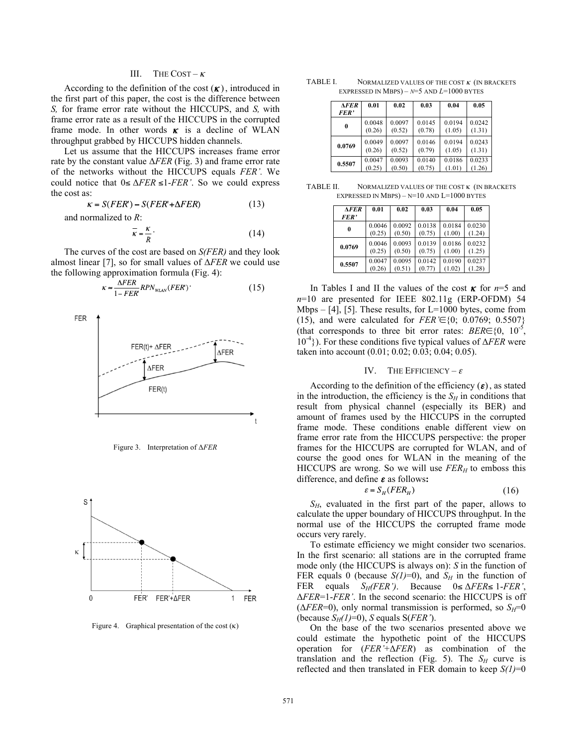## III. THE COST – $\kappa$

According to the definition of the cost $(\kappa)$, introduced in the first part of this paper, the cost is the difference between *S,* for frame error rate without the HICCUPS, and *S,* with frame error rate as a result of the HICCUPS in the corrupted frame mode. In other words $\kappa$ is a decline of WLAN throughput grabbed by HICCUPS hidden channels.

Let us assume that the HICCUPS increases frame error rate by the constant value $\Delta FER$ (Fig. 3) and frame error rate of the networks without the HICCUPS equals $FER'$. We could notice that $0 \leq \Delta FER \leq 1\text{-}FER'$. So we could express the cost as:

$$\kappa = S(FER') - S(FER' + \Delta FER) \tag{13}$$

and normalized to *R*:

$$\bar{\kappa} = \frac{\kappa}{R}. \tag{14}$$

The curves of the cost are based on *S(FER)* and they look almost linear [7], so for small values of $\Delta FER$ we could use the following approximation formula (Fig. 4):

$$\kappa \approx \frac{\Delta FER}{1 - FER'} RPN_{WLAN}(FER'). \tag{15}$$

Figure 3. Interpretation of $\Delta FER$

Figure 4. Graphical presentation of the cost ($\kappa$)

TABLE I. NORMALIZED VALUES OF THE COST $\kappa$ (IN BRACKETS EXPRESSED IN MBPS) – $n$=5 AND $L$=1000 BYTES

| $\Delta FER$ / $FER'$ | 0.01 | 0.02 | 0.03 | 0.04 | 0.05 |
|---|---|---|---|---|---|
| **0** | 0.0048 (0.26) | 0.0097 (0.52) | 0.0145 (0.78) | 0.0194 (1.05) | 0.0242 (1.31) |
| **0.0769** | 0.0049 (0.26) | 0.0097 (0.52) | 0.0146 (0.79) | 0.0194 (1.05) | 0.0243 (1.31) |
| **0.5507** | 0.0047 (0.25) | 0.0093 (0.50) | 0.0140 (0.75) | 0.0186 (1.01) | 0.0233 (1.26) |

TABLE II. NORMALIZED VALUES OF THE COST $\kappa$ (IN BRACKETS EXPRESSED IN MBPS) – N=10 AND L=1000 BYTES

| $\Delta FER$ / $FER'$ | 0.01 | 0.02 | 0.03 | 0.04 | 0.05 |
|---|---|---|---|---|---|
| **0** | 0.0046 (0.25) | 0.0092 (0.50) | 0.0138 (0.75) | 0.0184 (1.00) | 0.0230 (1.24) |
| **0.0769** | 0.0046 (0.25) | 0.0093 (0.50) | 0.0139 (0.75) | 0.0186 (1.00) | 0.0232 (1.25) |
| **0.5507** | 0.0047 (0.26) | 0.0095 (0.51) | 0.0142 (0.77) | 0.0190 (1.02) | 0.0237 (1.28) |

In Tables I and II the values of the cost $\kappa$ for $n$=5 and $n$=10 are presented for IEEE 802.11g (ERP-OFDM) 54 Mbps – [4], [5]. These results, for L=1000 bytes, come from (15), and were calculated for $FER' \in \{0;\ 0.0769;\ 0.5507\}$ (that corresponds to three bit error rates: $BER \in \{0,\ 10^{-5},\ 10^{-4}\}$). For these conditions five typical values of $\Delta FER$ were taken into account (0.01; 0.02; 0.03; 0.04; 0.05).

## IV. THE EFFICIENCY – $\varepsilon$

According to the definition of the efficiency $(\varepsilon)$, as stated in the introduction, the efficiency is the $S_H$ in conditions that result from physical channel (especially its BER) and amount of frames used by the HICCUPS in the corrupted frame mode. These conditions enable different view on frame error rate from the HICCUPS perspective: the proper frames for the HICCUPS are corrupted for WLAN, and of course the good ones for WLAN in the meaning of the HICCUPS are wrong. So we will use $FER_H$ to emboss this difference, and define $\varepsilon$ as follows**:**

$$\varepsilon = S_H(FER_H) \tag{16}$$

$S_H$, evaluated in the first part of the paper, allows to calculate the upper boundary of HICCUPS throughput. In the normal use of the HICCUPS the corrupted frame mode occurs very rarely.

To estimate efficiency we might consider two scenarios. In the first scenario: all stations are in the corrupted frame mode only (the HICCUPS is always on): *S* in the function of FER equals 0 (because *S(1)*=0), and $S_H$ in the function of FER equals $S_H(FER')$. Because $0 \leq \Delta FER \leq 1\text{-}FER'$, $\Delta FER = 1\text{-}FER'$. In the second scenario: the HICCUPS is off ($\Delta FER$=0), only normal transmission is performed, so $S_H$=0 (because $S_H(1)$=0), *S* equals S(*FER'*).

On the base of the two scenarios presented above we could estimate the hypothetic point of the HICCUPS operation for ($FER' + \Delta FER$) as combination of the translation and the reflection (Fig. 5). The $S_H$ curve is reflected and then translated in FER domain to keep *S(1)*=0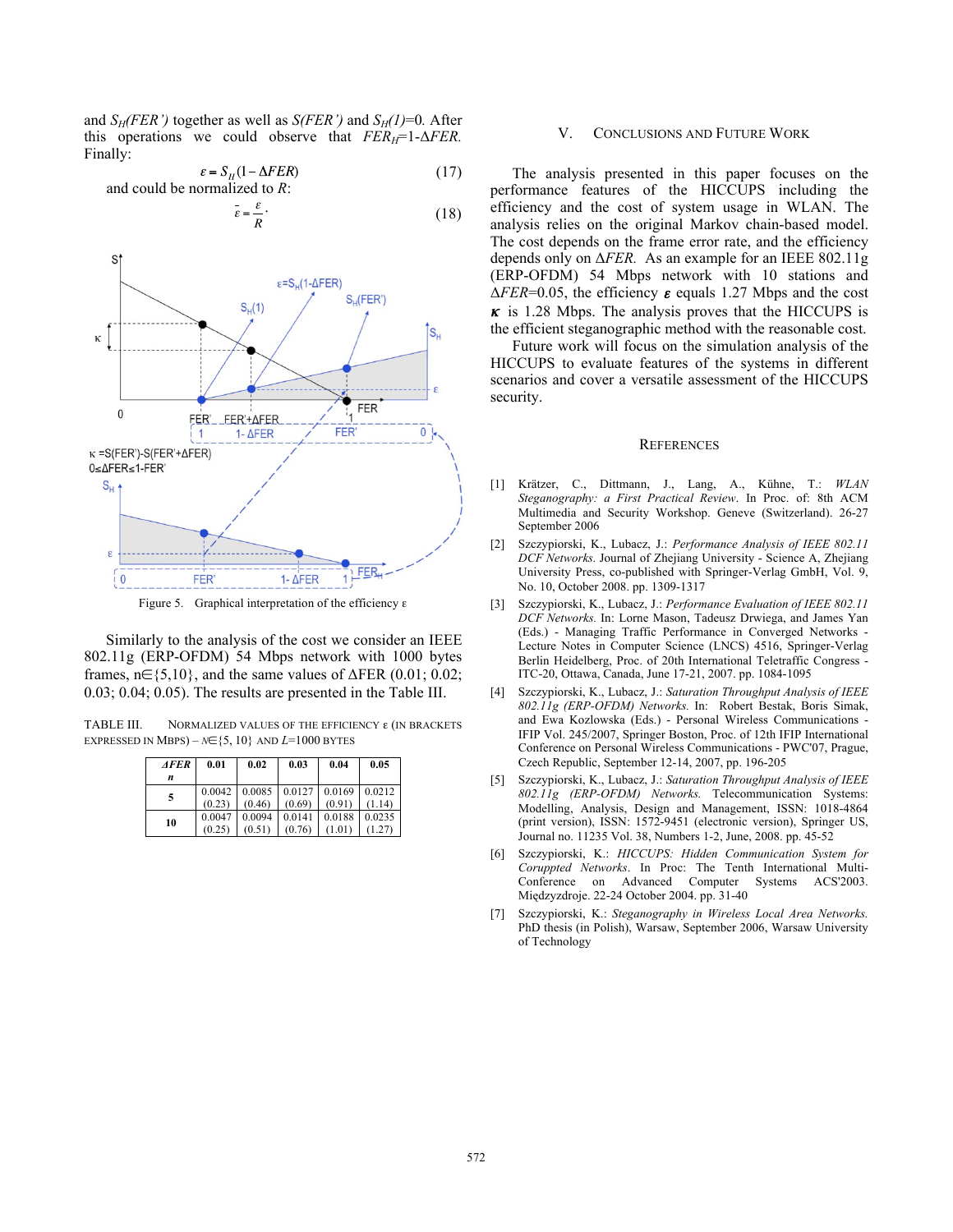and $S_H(FER')$ together as well as $S(FER')$ and $S_H(1)=0$. After this operations we could observe that $FER_H=1-\Delta FER$. Finally:

$$\varepsilon = S_H(1-\Delta FER) \tag{17}$$

and could be normalized to $R$:

$$\bar{\varepsilon} = \frac{\varepsilon}{R}. \tag{18}$$

S
κ
0
$\varepsilon=S_H(1-\Delta FER)$
$S_H(1)$
$S_H(FER')$
$S_H$
ε
FER
FER'
FER'+ΔFER
1
1
1- ΔFER
FER'
0
κ =S(FER')-S(FER'+ΔFER)
0≤ΔFER≤1-FER'
$S_H$
ε
0
FER'
1- ΔFER
1
$FER_H$

Figure 5. Graphical interpretation of the efficiency ε

Similarly to the analysis of the cost we consider an IEEE 802.11g (ERP-OFDM) 54 Mbps network with 1000 bytes frames, n∈{5,10}, and the same values of ΔFER (0.01; 0.02; 0.03; 0.04; 0.05). The results are presented in the Table III.

TABLE III. NORMALIZED VALUES OF THE EFFICIENCY ε (IN BRACKETS EXPRESSED IN MBPS) – $N\in\{5, 10\}$ AND $L$=1000 BYTES

| *ΔFER* / *n* | 0.01 | 0.02 | 0.03 | 0.04 | 0.05 |
|---|---|---|---|---|---|
| 5 | 0.0042 (0.23) | 0.0085 (0.46) | 0.0127 (0.69) | 0.0169 (0.91) | 0.0212 (1.14) |
| 10 | 0.0047 (0.25) | 0.0094 (0.51) | 0.0141 (0.76) | 0.0188 (1.01) | 0.0235 (1.27) |

## V. CONCLUSIONS AND FUTURE WORK

The analysis presented in this paper focuses on the performance features of the HICCUPS including the efficiency and the cost of system usage in WLAN. The analysis relies on the original Markov chain-based model. The cost depends on the frame error rate, and the efficiency depends only on $\Delta FER$. As an example for an IEEE 802.11g (ERP-OFDM) 54 Mbps network with 10 stations and $\Delta FER$=0.05, the efficiency $\boldsymbol{\varepsilon}$ equals 1.27 Mbps and the cost $\boldsymbol{\kappa}$ is 1.28 Mbps. The analysis proves that the HICCUPS is the efficient steganographic method with the reasonable cost.

Future work will focus on the simulation analysis of the HICCUPS to evaluate features of the systems in different scenarios and cover a versatile assessment of the HICCUPS security.

## REFERENCES

[1] Krätzer, C., Dittmann, J., Lang, A., Kühne, T.: *WLAN Steganography: a First Practical Review*. In Proc. of: 8th ACM Multimedia and Security Workshop. Geneve (Switzerland). 26-27 September 2006

[2] Szczypiorski, K., Lubacz, J.: *Performance Analysis of IEEE 802.11 DCF Networks*. Journal of Zhejiang University - Science A, Zhejiang University Press, co-published with Springer-Verlag GmbH, Vol. 9, No. 10, October 2008. pp. 1309-1317

[3] Szczypiorski, K., Lubacz, J.: *Performance Evaluation of IEEE 802.11 DCF Networks*. In: Lorne Mason, Tadeusz Drwiega, and James Yan (Eds.) - Managing Traffic Performance in Converged Networks - Lecture Notes in Computer Science (LNCS) 4516, Springer-Verlag Berlin Heidelberg, Proc. of 20th International Teletraffic Congress - ITC-20, Ottawa, Canada, June 17-21, 2007. pp. 1084-1095

[4] Szczypiorski, K., Lubacz, J.: *Saturation Throughput Analysis of IEEE 802.11g (ERP-OFDM) Networks*. In: Robert Bestak, Boris Simak, and Ewa Kozlowska (Eds.) - Personal Wireless Communications - IFIP Vol. 245/2007, Springer Boston, Proc. of 12th IFIP International Conference on Personal Wireless Communications - PWC'07, Prague, Czech Republic, September 12-14, 2007, pp. 196-205

[5] Szczypiorski, K., Lubacz, J.: *Saturation Throughput Analysis of IEEE 802.11g (ERP-OFDM) Networks*. Telecommunication Systems: Modelling, Analysis, Design and Management, ISSN: 1018-4864 (print version), ISSN: 1572-9451 (electronic version), Springer US, Journal no. 11235 Vol. 38, Numbers 1-2, June, 2008. pp. 45-52

[6] Szczypiorski, K.: *HICCUPS: Hidden Communication System for Corruppted Networks*. In Proc: The Tenth International Multi-Conference on Advanced Computer Systems ACS'2003. Międzyzdroje. 22-24 October 2004. pp. 31-40

[7] Szczypiorski, K.: *Steganography in Wireless Local Area Networks*. PhD thesis (in Polish), Warsaw, September 2006, Warsaw University of Technology